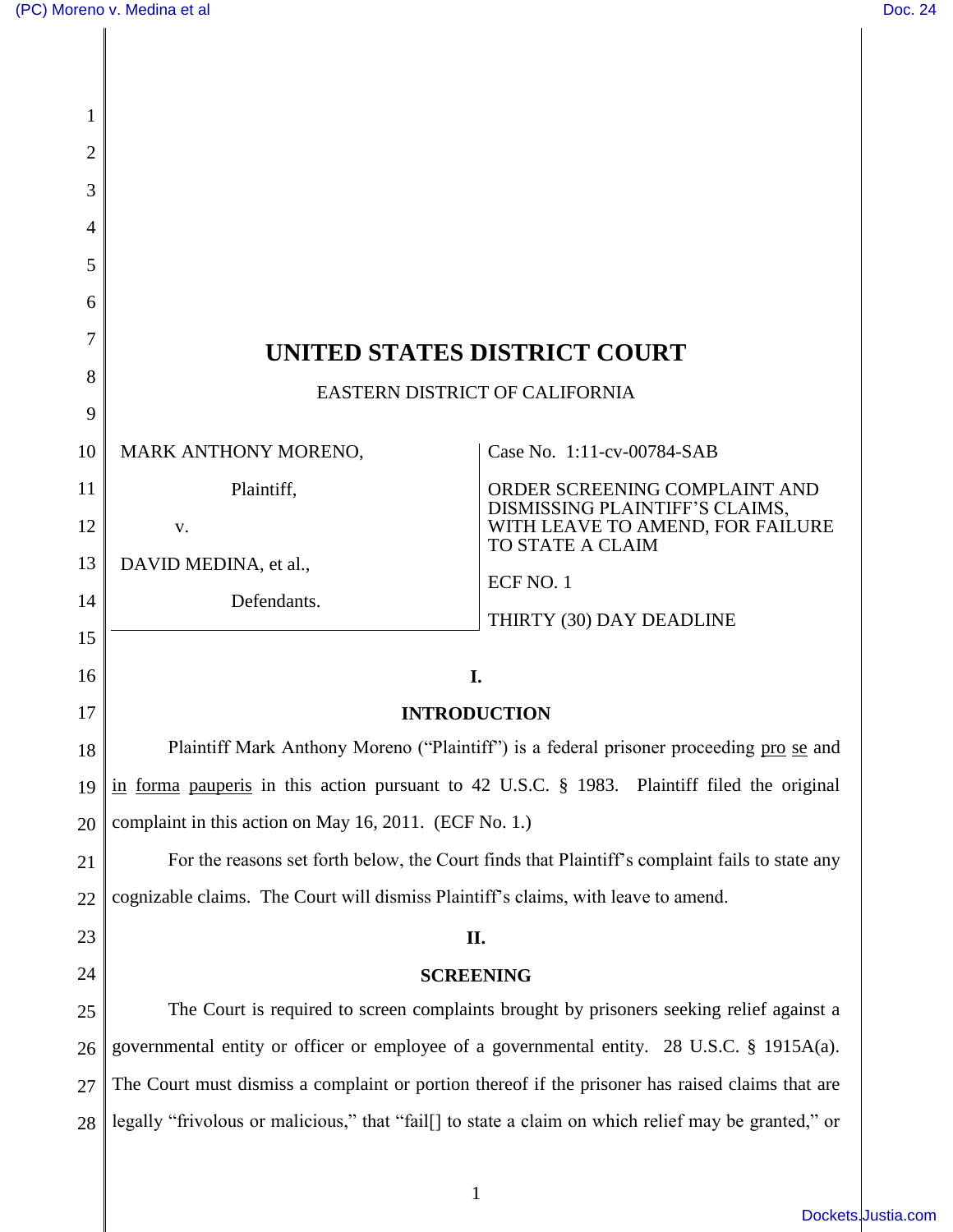# UNITED STATES DISTRICT COURT

EASTERN DISTRICT OF CALIFORNIA

| | |
|---|---|
| MARK ANTHONY MORENO,<br><br>Plaintiff,<br><br>v.<br><br>DAVID MEDINA, et al.,<br><br>Defendants. | Case No. 1:11-cv-00784-SAB<br><br>ORDER SCREENING COMPLAINT AND DISMISSING PLAINTIFF'S CLAIMS, WITH LEAVE TO AMEND, FOR FAILURE TO STATE A CLAIM<br><br>ECF NO. 1<br><br>THIRTY (30) DAY DEADLINE |

## I.

## INTRODUCTION

Plaintiff Mark Anthony Moreno ("Plaintiff") is a federal prisoner proceeding pro se and in forma pauperis in this action pursuant to 42 U.S.C. § 1983. Plaintiff filed the original complaint in this action on May 16, 2011. (ECF No. 1.)

For the reasons set forth below, the Court finds that Plaintiff's complaint fails to state any cognizable claims. The Court will dismiss Plaintiff's claims, with leave to amend.

## II.

## SCREENING

The Court is required to screen complaints brought by prisoners seeking relief against a governmental entity or officer or employee of a governmental entity. 28 U.S.C. § 1915A(a). The Court must dismiss a complaint or portion thereof if the prisoner has raised claims that are legally "frivolous or malicious," that "fail[] to state a claim on which relief may be granted," or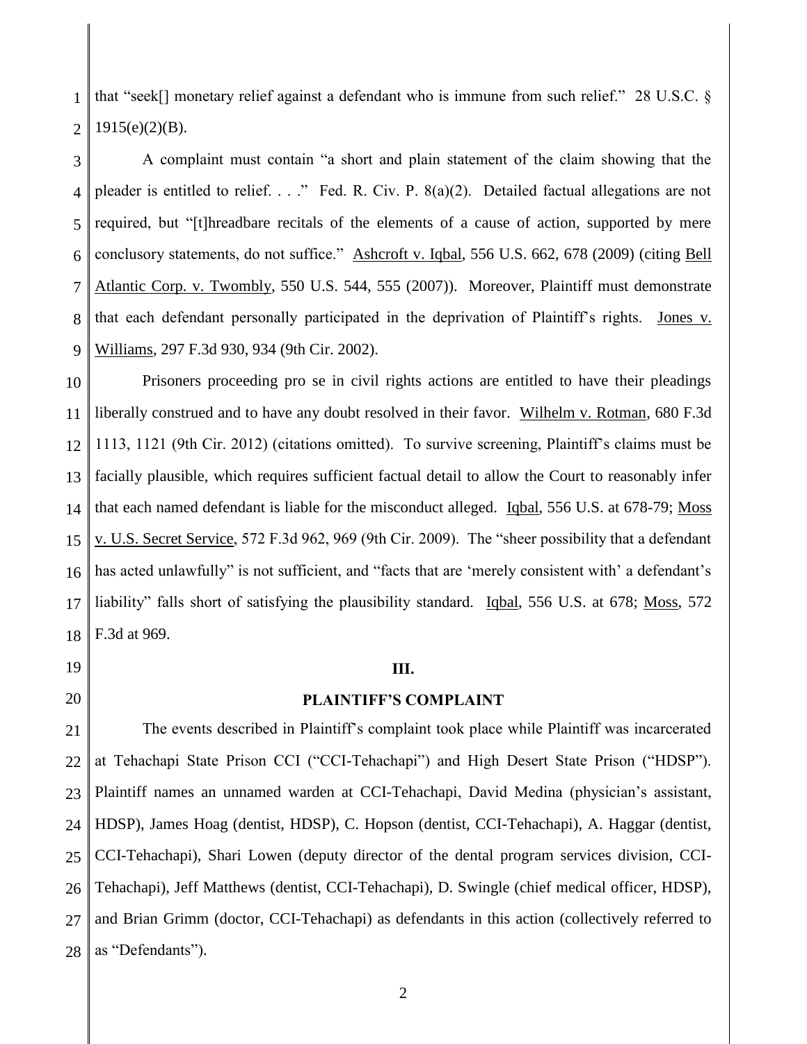that "seek[] monetary relief against a defendant who is immune from such relief." 28 U.S.C. § 1915(e)(2)(B).

A complaint must contain "a short and plain statement of the claim showing that the pleader is entitled to relief. . . ." Fed. R. Civ. P. 8(a)(2). Detailed factual allegations are not required, but "[t]hreadbare recitals of the elements of a cause of action, supported by mere conclusory statements, do not suffice." Ashcroft v. Iqbal, 556 U.S. 662, 678 (2009) (citing Bell Atlantic Corp. v. Twombly, 550 U.S. 544, 555 (2007)). Moreover, Plaintiff must demonstrate that each defendant personally participated in the deprivation of Plaintiff's rights. Jones v. Williams, 297 F.3d 930, 934 (9th Cir. 2002).

Prisoners proceeding pro se in civil rights actions are entitled to have their pleadings liberally construed and to have any doubt resolved in their favor. Wilhelm v. Rotman, 680 F.3d 1113, 1121 (9th Cir. 2012) (citations omitted). To survive screening, Plaintiff's claims must be facially plausible, which requires sufficient factual detail to allow the Court to reasonably infer that each named defendant is liable for the misconduct alleged. Iqbal, 556 U.S. at 678-79; Moss v. U.S. Secret Service, 572 F.3d 962, 969 (9th Cir. 2009). The "sheer possibility that a defendant has acted unlawfully" is not sufficient, and "facts that are 'merely consistent with' a defendant's liability" falls short of satisfying the plausibility standard. Iqbal, 556 U.S. at 678; Moss, 572 F.3d at 969.

## III.

## PLAINTIFF'S COMPLAINT

The events described in Plaintiff's complaint took place while Plaintiff was incarcerated at Tehachapi State Prison CCI ("CCI-Tehachapi") and High Desert State Prison ("HDSP"). Plaintiff names an unnamed warden at CCI-Tehachapi, David Medina (physician's assistant, HDSP), James Hoag (dentist, HDSP), C. Hopson (dentist, CCI-Tehachapi), A. Haggar (dentist, CCI-Tehachapi), Shari Lowen (deputy director of the dental program services division, CCI-Tehachapi), Jeff Matthews (dentist, CCI-Tehachapi), D. Swingle (chief medical officer, HDSP), and Brian Grimm (doctor, CCI-Tehachapi) as defendants in this action (collectively referred to as "Defendants").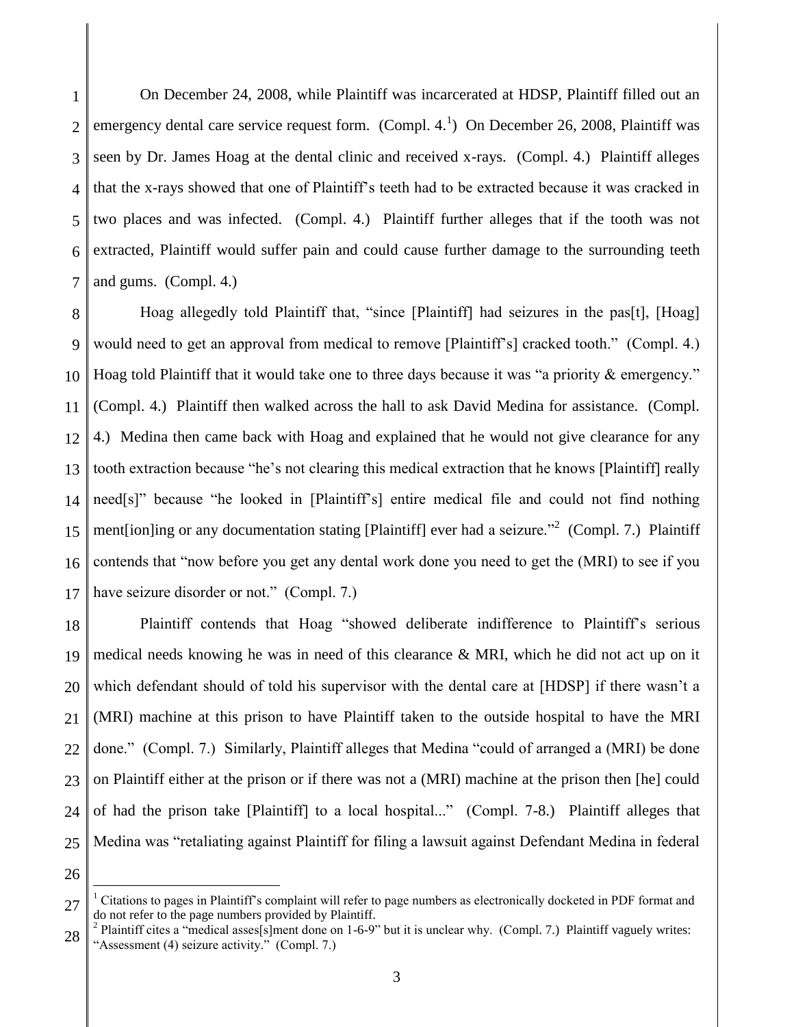On December 24, 2008, while Plaintiff was incarcerated at HDSP, Plaintiff filled out an emergency dental care service request form. (Compl. 4.[1]) On December 26, 2008, Plaintiff was seen by Dr. James Hoag at the dental clinic and received x-rays. (Compl. 4.) Plaintiff alleges that the x-rays showed that one of Plaintiff's teeth had to be extracted because it was cracked in two places and was infected. (Compl. 4.) Plaintiff further alleges that if the tooth was not extracted, Plaintiff would suffer pain and could cause further damage to the surrounding teeth and gums. (Compl. 4.)

Hoag allegedly told Plaintiff that, "since [Plaintiff] had seizures in the pas[t], [Hoag] would need to get an approval from medical to remove [Plaintiff's] cracked tooth." (Compl. 4.) Hoag told Plaintiff that it would take one to three days because it was "a priority & emergency." (Compl. 4.) Plaintiff then walked across the hall to ask David Medina for assistance. (Compl. 4.) Medina then came back with Hoag and explained that he would not give clearance for any tooth extraction because "he's not clearing this medical extraction that he knows [Plaintiff] really need[s]" because "he looked in [Plaintiff's] entire medical file and could not find nothing ment[ion]ing or any documentation stating [Plaintiff] ever had a seizure."[2] (Compl. 7.) Plaintiff contends that "now before you get any dental work done you need to get the (MRI) to see if you have seizure disorder or not." (Compl. 7.)

Plaintiff contends that Hoag "showed deliberate indifference to Plaintiff's serious medical needs knowing he was in need of this clearance & MRI, which he did not act up on it which defendant should of told his supervisor with the dental care at [HDSP] if there wasn't a (MRI) machine at this prison to have Plaintiff taken to the outside hospital to have the MRI done." (Compl. 7.) Similarly, Plaintiff alleges that Medina "could of arranged a (MRI) be done on Plaintiff either at the prison or if there was not a (MRI) machine at the prison then [he] could of had the prison take [Plaintiff] to a local hospital..." (Compl. 7-8.) Plaintiff alleges that Medina was "retaliating against Plaintiff for filing a lawsuit against Defendant Medina in federal

---

[1] Citations to pages in Plaintiff's complaint will refer to page numbers as electronically docketed in PDF format and do not refer to the page numbers provided by Plaintiff.

[2] Plaintiff cites a "medical asses[s]ment done on 1-6-9" but it is unclear why. (Compl. 7.) Plaintiff vaguely writes: "Assessment (4) seizure activity." (Compl. 7.)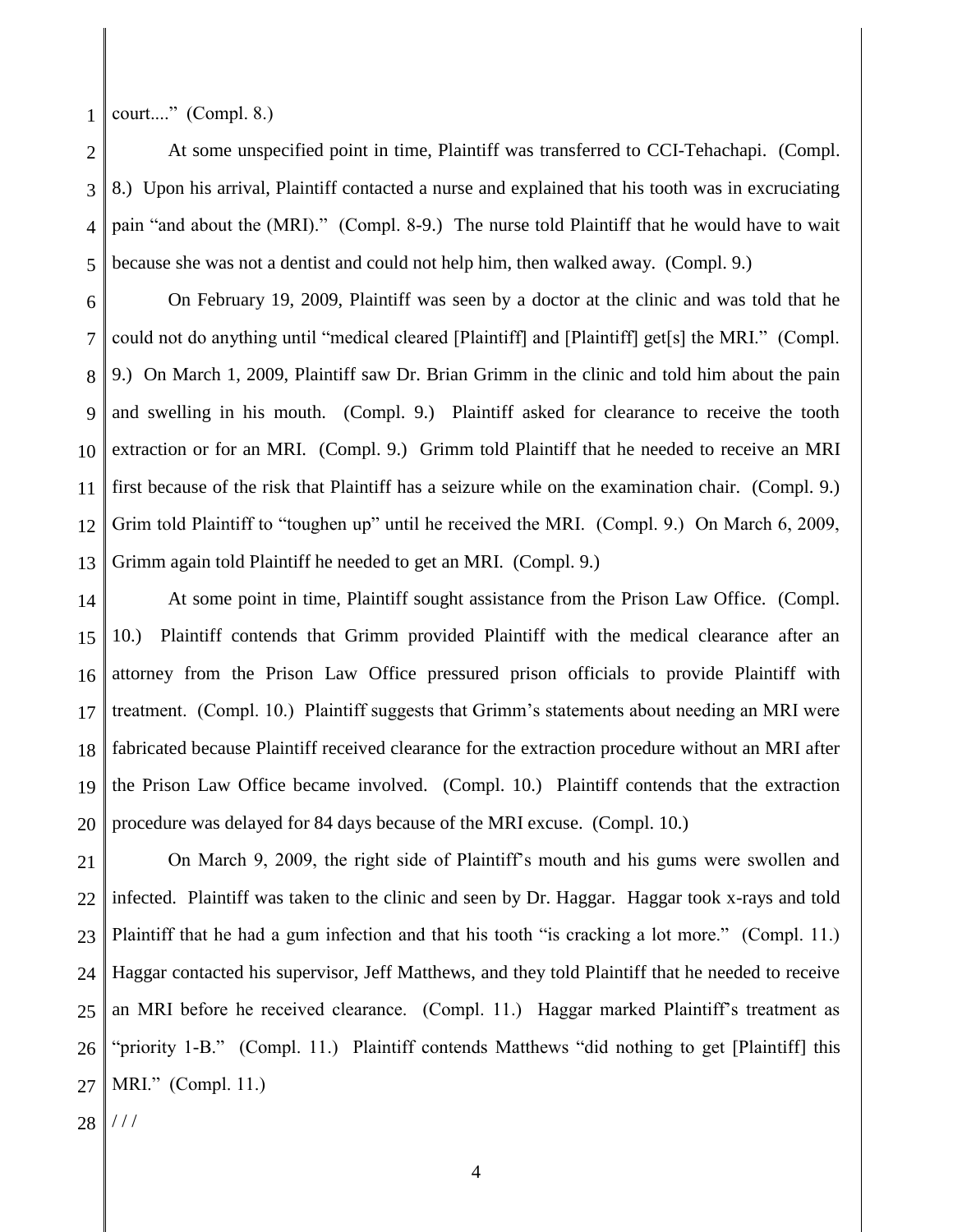court...." (Compl. 8.)

At some unspecified point in time, Plaintiff was transferred to CCI-Tehachapi. (Compl. 8.) Upon his arrival, Plaintiff contacted a nurse and explained that his tooth was in excruciating pain "and about the (MRI)." (Compl. 8-9.) The nurse told Plaintiff that he would have to wait because she was not a dentist and could not help him, then walked away. (Compl. 9.)

On February 19, 2009, Plaintiff was seen by a doctor at the clinic and was told that he could not do anything until "medical cleared [Plaintiff] and [Plaintiff] get[s] the MRI." (Compl. 9.) On March 1, 2009, Plaintiff saw Dr. Brian Grimm in the clinic and told him about the pain and swelling in his mouth. (Compl. 9.) Plaintiff asked for clearance to receive the tooth extraction or for an MRI. (Compl. 9.) Grimm told Plaintiff that he needed to receive an MRI first because of the risk that Plaintiff has a seizure while on the examination chair. (Compl. 9.) Grim told Plaintiff to "toughen up" until he received the MRI. (Compl. 9.) On March 6, 2009, Grimm again told Plaintiff he needed to get an MRI. (Compl. 9.)

At some point in time, Plaintiff sought assistance from the Prison Law Office. (Compl. 10.) Plaintiff contends that Grimm provided Plaintiff with the medical clearance after an attorney from the Prison Law Office pressured prison officials to provide Plaintiff with treatment. (Compl. 10.) Plaintiff suggests that Grimm's statements about needing an MRI were fabricated because Plaintiff received clearance for the extraction procedure without an MRI after the Prison Law Office became involved. (Compl. 10.) Plaintiff contends that the extraction procedure was delayed for 84 days because of the MRI excuse. (Compl. 10.)

On March 9, 2009, the right side of Plaintiff's mouth and his gums were swollen and infected. Plaintiff was taken to the clinic and seen by Dr. Haggar. Haggar took x-rays and told Plaintiff that he had a gum infection and that his tooth "is cracking a lot more." (Compl. 11.) Haggar contacted his supervisor, Jeff Matthews, and they told Plaintiff that he needed to receive an MRI before he received clearance. (Compl. 11.) Haggar marked Plaintiff's treatment as "priority 1-B." (Compl. 11.) Plaintiff contends Matthews "did nothing to get [Plaintiff] this MRI." (Compl. 11.)

/ / /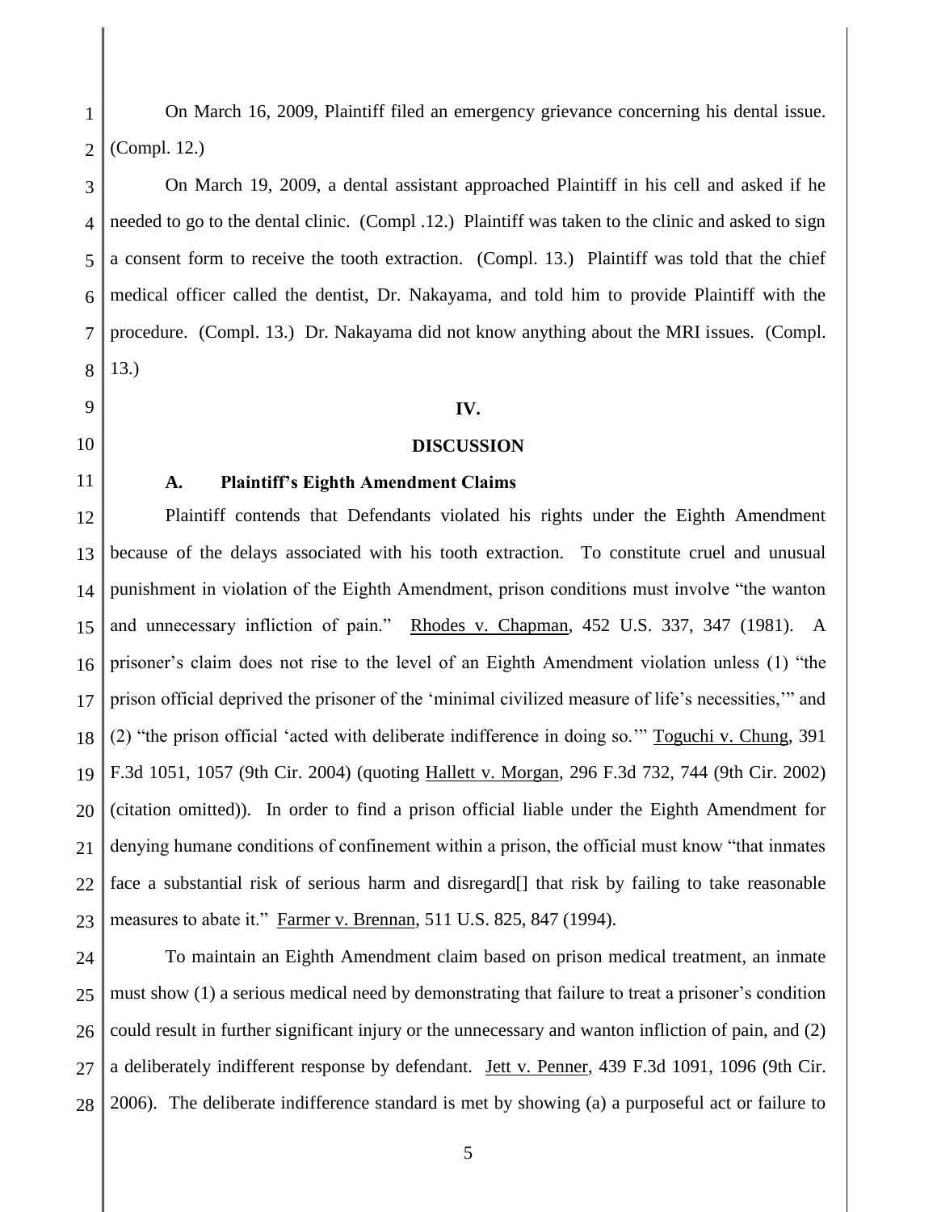On March 16, 2009, Plaintiff filed an emergency grievance concerning his dental issue. (Compl. 12.)

On March 19, 2009, a dental assistant approached Plaintiff in his cell and asked if he needed to go to the dental clinic. (Compl .12.) Plaintiff was taken to the clinic and asked to sign a consent form to receive the tooth extraction. (Compl. 13.) Plaintiff was told that the chief medical officer called the dentist, Dr. Nakayama, and told him to provide Plaintiff with the procedure. (Compl. 13.) Dr. Nakayama did not know anything about the MRI issues. (Compl. 13.)

## IV.

## DISCUSSION

### A. Plaintiff's Eighth Amendment Claims

Plaintiff contends that Defendants violated his rights under the Eighth Amendment because of the delays associated with his tooth extraction. To constitute cruel and unusual punishment in violation of the Eighth Amendment, prison conditions must involve "the wanton and unnecessary infliction of pain." Rhodes v. Chapman, 452 U.S. 337, 347 (1981). A prisoner's claim does not rise to the level of an Eighth Amendment violation unless (1) "the prison official deprived the prisoner of the 'minimal civilized measure of life's necessities,'" and (2) "the prison official 'acted with deliberate indifference in doing so.'" Toguchi v. Chung, 391 F.3d 1051, 1057 (9th Cir. 2004) (quoting Hallett v. Morgan, 296 F.3d 732, 744 (9th Cir. 2002) (citation omitted)). In order to find a prison official liable under the Eighth Amendment for denying humane conditions of confinement within a prison, the official must know "that inmates face a substantial risk of serious harm and disregard[] that risk by failing to take reasonable measures to abate it." Farmer v. Brennan, 511 U.S. 825, 847 (1994).

To maintain an Eighth Amendment claim based on prison medical treatment, an inmate must show (1) a serious medical need by demonstrating that failure to treat a prisoner's condition could result in further significant injury or the unnecessary and wanton infliction of pain, and (2) a deliberately indifferent response by defendant. Jett v. Penner, 439 F.3d 1091, 1096 (9th Cir. 2006). The deliberate indifference standard is met by showing (a) a purposeful act or failure to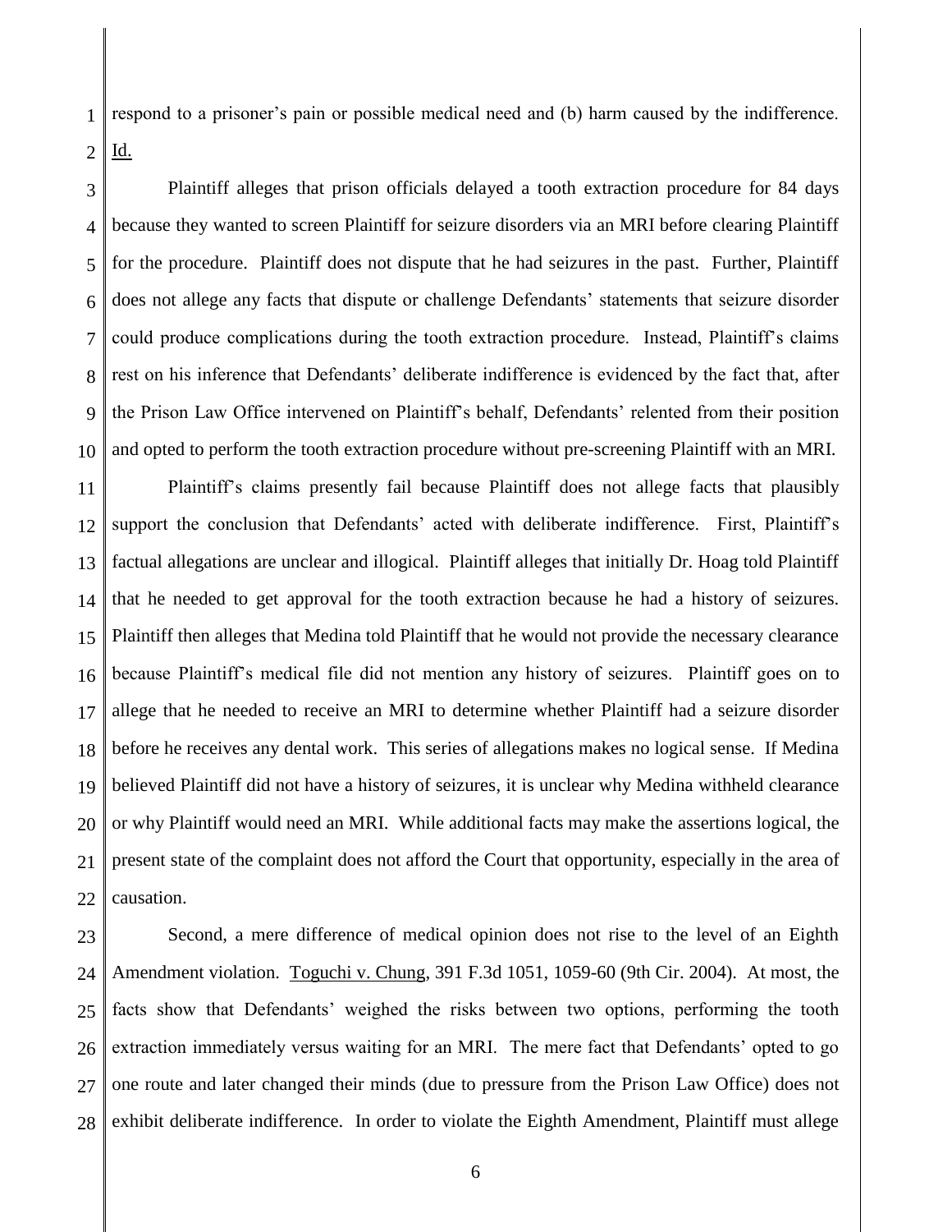respond to a prisoner's pain or possible medical need and (b) harm caused by the indifference. Id.

Plaintiff alleges that prison officials delayed a tooth extraction procedure for 84 days because they wanted to screen Plaintiff for seizure disorders via an MRI before clearing Plaintiff for the procedure. Plaintiff does not dispute that he had seizures in the past. Further, Plaintiff does not allege any facts that dispute or challenge Defendants' statements that seizure disorder could produce complications during the tooth extraction procedure. Instead, Plaintiff's claims rest on his inference that Defendants' deliberate indifference is evidenced by the fact that, after the Prison Law Office intervened on Plaintiff's behalf, Defendants' relented from their position and opted to perform the tooth extraction procedure without pre-screening Plaintiff with an MRI.

Plaintiff's claims presently fail because Plaintiff does not allege facts that plausibly support the conclusion that Defendants' acted with deliberate indifference. First, Plaintiff's factual allegations are unclear and illogical. Plaintiff alleges that initially Dr. Hoag told Plaintiff that he needed to get approval for the tooth extraction because he had a history of seizures. Plaintiff then alleges that Medina told Plaintiff that he would not provide the necessary clearance because Plaintiff's medical file did not mention any history of seizures. Plaintiff goes on to allege that he needed to receive an MRI to determine whether Plaintiff had a seizure disorder before he receives any dental work. This series of allegations makes no logical sense. If Medina believed Plaintiff did not have a history of seizures, it is unclear why Medina withheld clearance or why Plaintiff would need an MRI. While additional facts may make the assertions logical, the present state of the complaint does not afford the Court that opportunity, especially in the area of causation.

Second, a mere difference of medical opinion does not rise to the level of an Eighth Amendment violation. Toguchi v. Chung, 391 F.3d 1051, 1059-60 (9th Cir. 2004). At most, the facts show that Defendants' weighed the risks between two options, performing the tooth extraction immediately versus waiting for an MRI. The mere fact that Defendants' opted to go one route and later changed their minds (due to pressure from the Prison Law Office) does not exhibit deliberate indifference. In order to violate the Eighth Amendment, Plaintiff must allege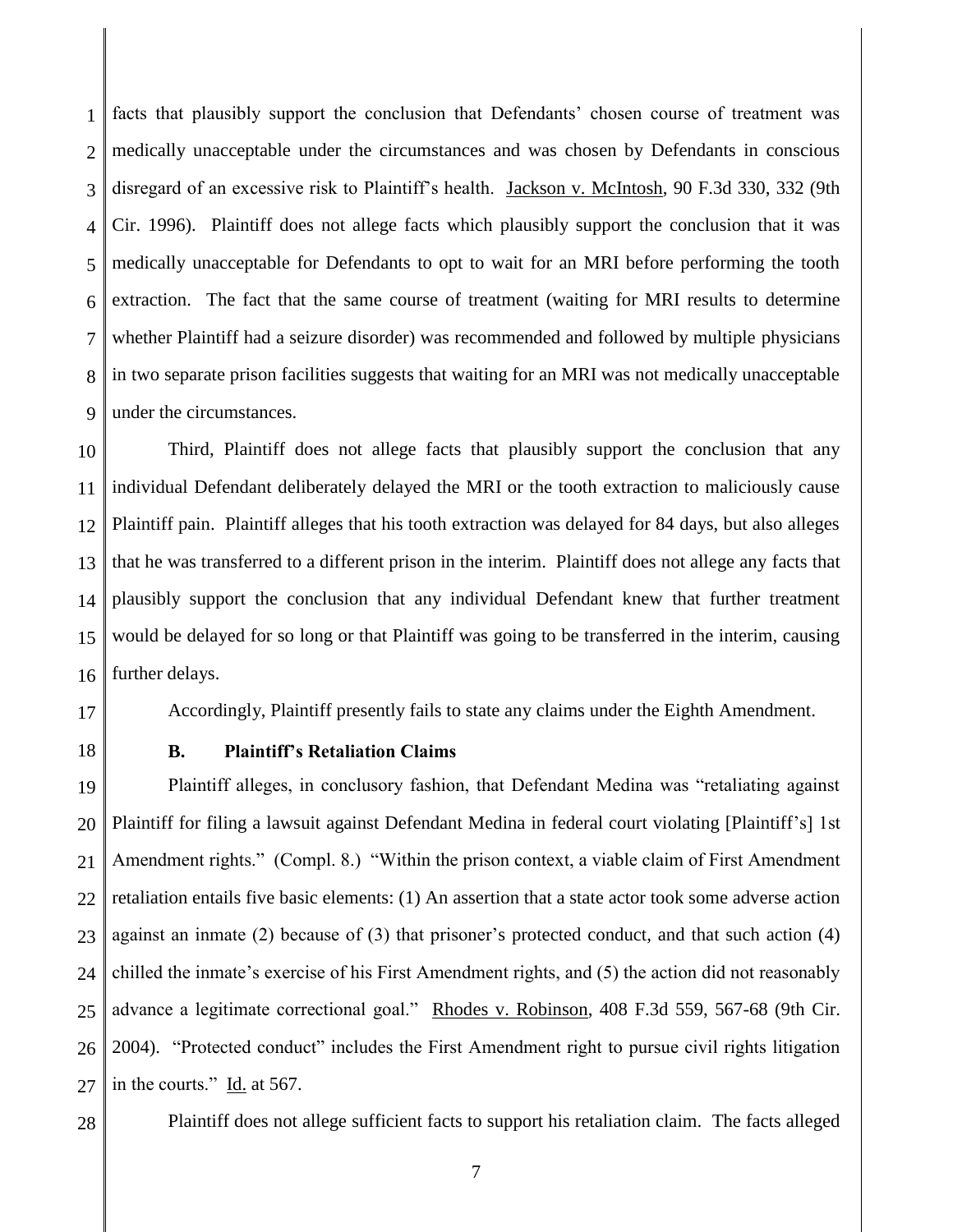facts that plausibly support the conclusion that Defendants' chosen course of treatment was medically unacceptable under the circumstances and was chosen by Defendants in conscious disregard of an excessive risk to Plaintiff's health. Jackson v. McIntosh, 90 F.3d 330, 332 (9th Cir. 1996). Plaintiff does not allege facts which plausibly support the conclusion that it was medically unacceptable for Defendants to opt to wait for an MRI before performing the tooth extraction. The fact that the same course of treatment (waiting for MRI results to determine whether Plaintiff had a seizure disorder) was recommended and followed by multiple physicians in two separate prison facilities suggests that waiting for an MRI was not medically unacceptable under the circumstances.

Third, Plaintiff does not allege facts that plausibly support the conclusion that any individual Defendant deliberately delayed the MRI or the tooth extraction to maliciously cause Plaintiff pain. Plaintiff alleges that his tooth extraction was delayed for 84 days, but also alleges that he was transferred to a different prison in the interim. Plaintiff does not allege any facts that plausibly support the conclusion that any individual Defendant knew that further treatment would be delayed for so long or that Plaintiff was going to be transferred in the interim, causing further delays.

Accordingly, Plaintiff presently fails to state any claims under the Eighth Amendment.

**B. Plaintiff's Retaliation Claims**

Plaintiff alleges, in conclusory fashion, that Defendant Medina was "retaliating against Plaintiff for filing a lawsuit against Defendant Medina in federal court violating [Plaintiff's] 1st Amendment rights." (Compl. 8.) "Within the prison context, a viable claim of First Amendment retaliation entails five basic elements: (1) An assertion that a state actor took some adverse action against an inmate (2) because of (3) that prisoner's protected conduct, and that such action (4) chilled the inmate's exercise of his First Amendment rights, and (5) the action did not reasonably advance a legitimate correctional goal." Rhodes v. Robinson, 408 F.3d 559, 567-68 (9th Cir. 2004). "Protected conduct" includes the First Amendment right to pursue civil rights litigation in the courts." Id. at 567.

Plaintiff does not allege sufficient facts to support his retaliation claim. The facts alleged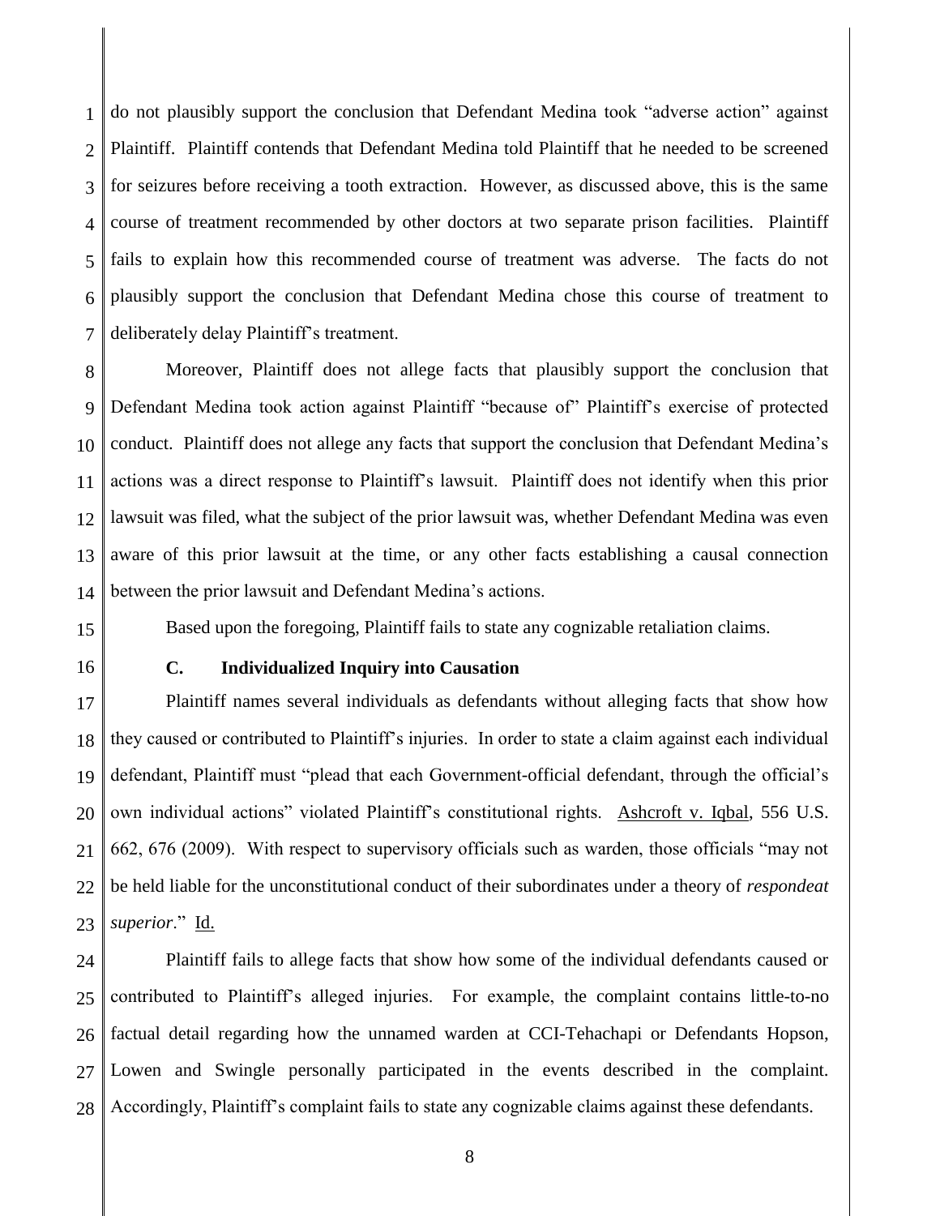do not plausibly support the conclusion that Defendant Medina took "adverse action" against Plaintiff. Plaintiff contends that Defendant Medina told Plaintiff that he needed to be screened for seizures before receiving a tooth extraction. However, as discussed above, this is the same course of treatment recommended by other doctors at two separate prison facilities. Plaintiff fails to explain how this recommended course of treatment was adverse. The facts do not plausibly support the conclusion that Defendant Medina chose this course of treatment to deliberately delay Plaintiff's treatment.

Moreover, Plaintiff does not allege facts that plausibly support the conclusion that Defendant Medina took action against Plaintiff "because of" Plaintiff's exercise of protected conduct. Plaintiff does not allege any facts that support the conclusion that Defendant Medina's actions was a direct response to Plaintiff's lawsuit. Plaintiff does not identify when this prior lawsuit was filed, what the subject of the prior lawsuit was, whether Defendant Medina was even aware of this prior lawsuit at the time, or any other facts establishing a causal connection between the prior lawsuit and Defendant Medina's actions.

Based upon the foregoing, Plaintiff fails to state any cognizable retaliation claims.

### C. Individualized Inquiry into Causation

Plaintiff names several individuals as defendants without alleging facts that show how they caused or contributed to Plaintiff's injuries. In order to state a claim against each individual defendant, Plaintiff must "plead that each Government-official defendant, through the official's own individual actions" violated Plaintiff's constitutional rights. Ashcroft v. Iqbal, 556 U.S. 662, 676 (2009). With respect to supervisory officials such as warden, those officials "may not be held liable for the unconstitutional conduct of their subordinates under a theory of *respondeat superior*." Id.

Plaintiff fails to allege facts that show how some of the individual defendants caused or contributed to Plaintiff's alleged injuries. For example, the complaint contains little-to-no factual detail regarding how the unnamed warden at CCI-Tehachapi or Defendants Hopson, Lowen and Swingle personally participated in the events described in the complaint. Accordingly, Plaintiff's complaint fails to state any cognizable claims against these defendants.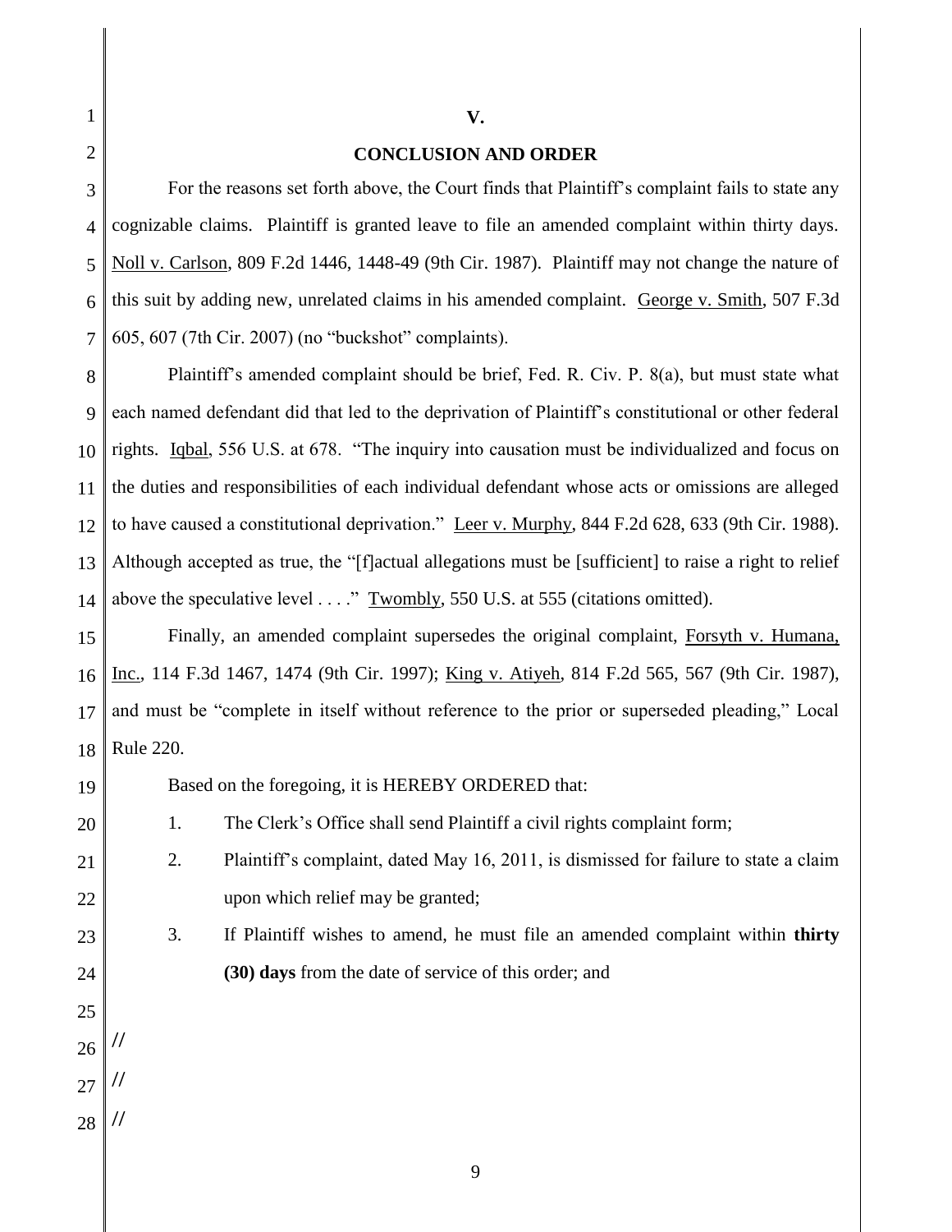## V.

## CONCLUSION AND ORDER

For the reasons set forth above, the Court finds that Plaintiff's complaint fails to state any cognizable claims. Plaintiff is granted leave to file an amended complaint within thirty days. Noll v. Carlson, 809 F.2d 1446, 1448-49 (9th Cir. 1987). Plaintiff may not change the nature of this suit by adding new, unrelated claims in his amended complaint. George v. Smith, 507 F.3d 605, 607 (7th Cir. 2007) (no "buckshot" complaints).

Plaintiff's amended complaint should be brief, Fed. R. Civ. P. 8(a), but must state what each named defendant did that led to the deprivation of Plaintiff's constitutional or other federal rights. Iqbal, 556 U.S. at 678. "The inquiry into causation must be individualized and focus on the duties and responsibilities of each individual defendant whose acts or omissions are alleged to have caused a constitutional deprivation." Leer v. Murphy, 844 F.2d 628, 633 (9th Cir. 1988). Although accepted as true, the "[f]actual allegations must be [sufficient] to raise a right to relief above the speculative level . . . ." Twombly, 550 U.S. at 555 (citations omitted).

Finally, an amended complaint supersedes the original complaint, Forsyth v. Humana, Inc., 114 F.3d 1467, 1474 (9th Cir. 1997); King v. Atiyeh, 814 F.2d 565, 567 (9th Cir. 1987), and must be "complete in itself without reference to the prior or superseded pleading," Local Rule 220.

Based on the foregoing, it is HEREBY ORDERED that:

1. The Clerk's Office shall send Plaintiff a civil rights complaint form;
2. Plaintiff's complaint, dated May 16, 2011, is dismissed for failure to state a claim upon which relief may be granted;
3. If Plaintiff wishes to amend, he must file an amended complaint within **thirty (30) days** from the date of service of this order; and

//

//

//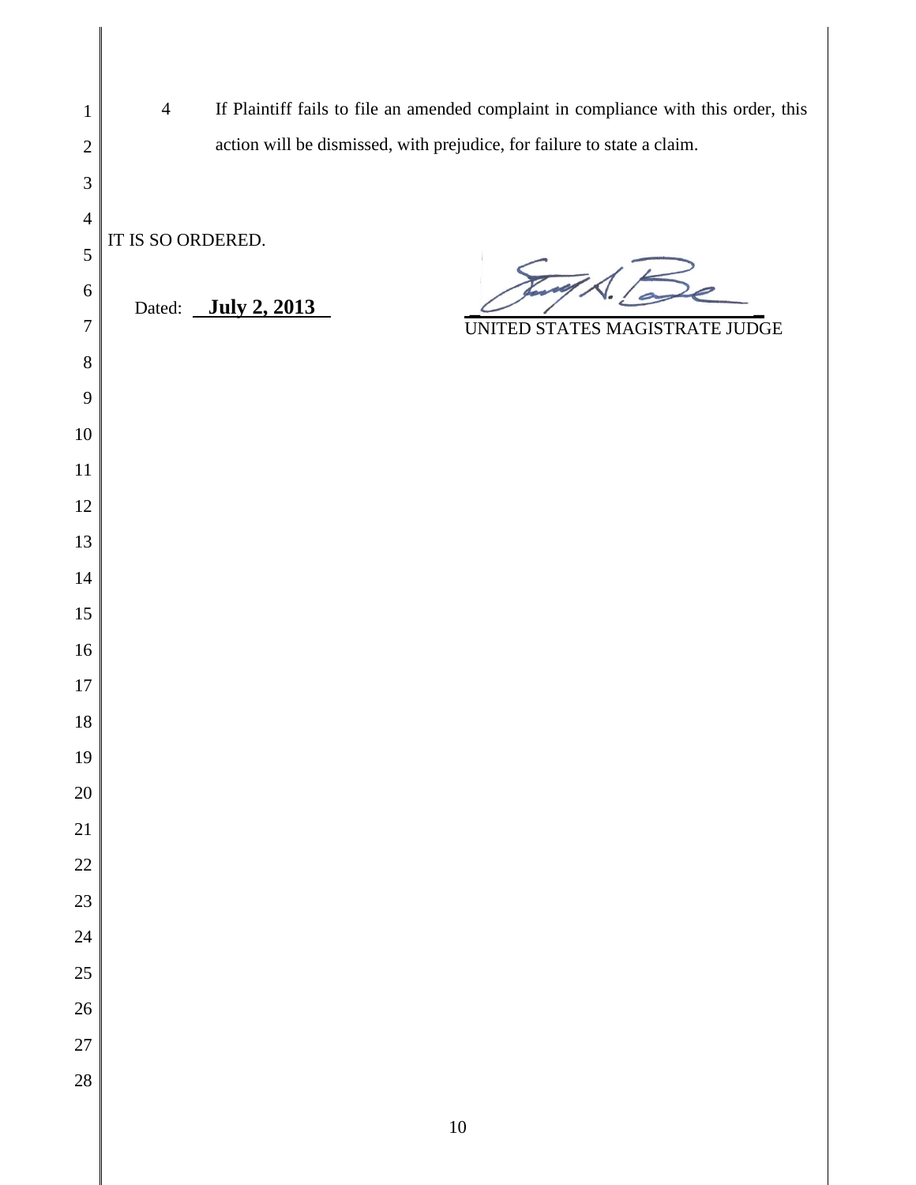4. If Plaintiff fails to file an amended complaint in compliance with this order, this action will be dismissed, with prejudice, for failure to state a claim.

IT IS SO ORDERED.

Dated: **July 2, 2013**

UNITED STATES MAGISTRATE JUDGE